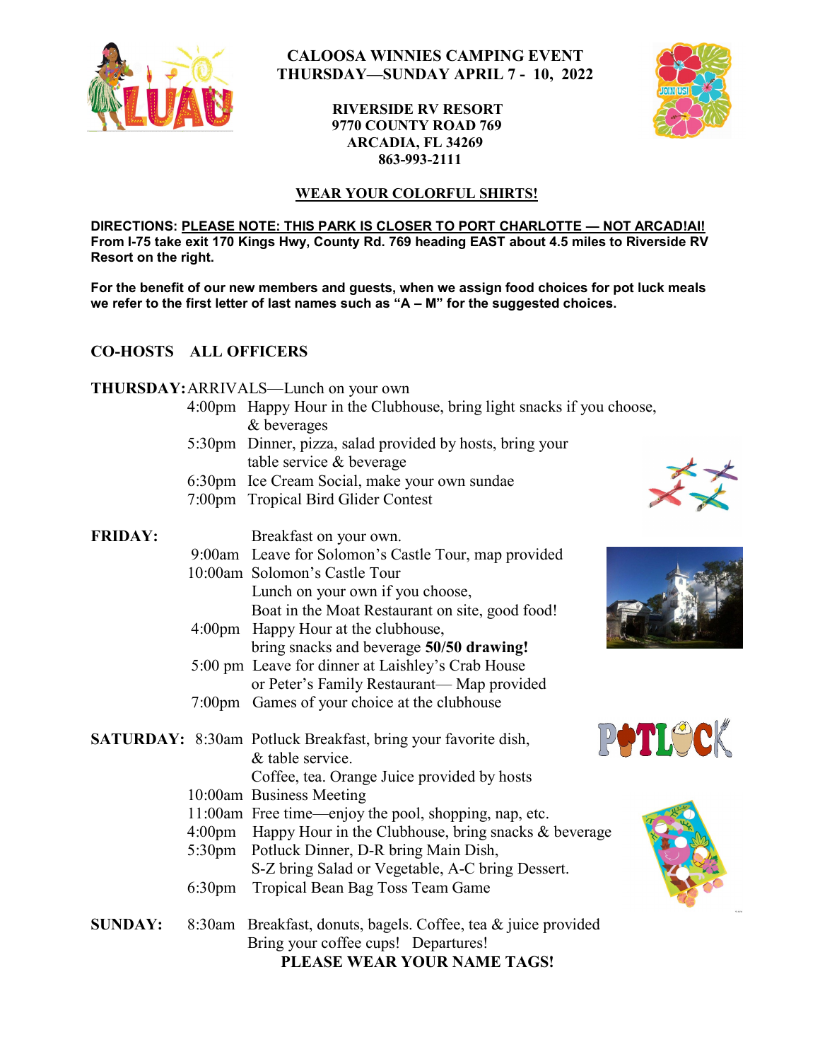# CALOOSA WINNIES CAMPING EVENT
## THURSDAY—SUNDAY APRIL 7 - 10, 2022

**RIVERSIDE RV RESORT**
**9770 COUNTY ROAD 769**
**ARCADIA, FL 34269**
**863-993-2111**

**WEAR YOUR COLORFUL SHIRTS!**

**DIRECTIONS: PLEASE NOTE: THIS PARK IS CLOSER TO PORT CHARLOTTE — NOT ARCAD!A!! From I-75 take exit 170 Kings Hwy, County Rd. 769 heading EAST about 4.5 miles to Riverside RV Resort on the right.**

**For the benefit of our new members and guests, when we assign food choices for pot luck meals we refer to the first letter of last names such as "A – M" for the suggested choices.**

**CO-HOSTS ALL OFFICERS**

**THURSDAY:** ARRIVALS—Lunch on your own

- 4:00pm Happy Hour in the Clubhouse, bring light snacks if you choose, & beverages
- 5:30pm Dinner, pizza, salad provided by hosts, bring your table service & beverage
- 6:30pm Ice Cream Social, make your own sundae
- 7:00pm Tropical Bird Glider Contest

**FRIDAY:** Breakfast on your own.

- 9:00am Leave for Solomon's Castle Tour, map provided
- 10:00am Solomon's Castle Tour
  Lunch on your own if you choose,
  Boat in the Moat Restaurant on site, good food!
- 4:00pm Happy Hour at the clubhouse,
  bring snacks and beverage **50/50 drawing!**
- 5:00 pm Leave for dinner at Laishley's Crab House or Peter's Family Restaurant— Map provided
- 7:00pm Games of your choice at the clubhouse

**SATURDAY:**

- 8:30am Potluck Breakfast, bring your favorite dish, & table service.
  Coffee, tea. Orange Juice provided by hosts
- 10:00am Business Meeting
- 11:00am Free time—enjoy the pool, shopping, nap, etc.
- 4:00pm Happy Hour in the Clubhouse, bring snacks & beverage
- 5:30pm Potluck Dinner, D-R bring Main Dish,
  S-Z bring Salad or Vegetable, A-C bring Dessert.
- 6:30pm Tropical Bean Bag Toss Team Game

**SUNDAY:**

- 8:30am Breakfast, donuts, bagels. Coffee, tea & juice provided
  Bring your coffee cups! Departures!

**PLEASE WEAR YOUR NAME TAGS!**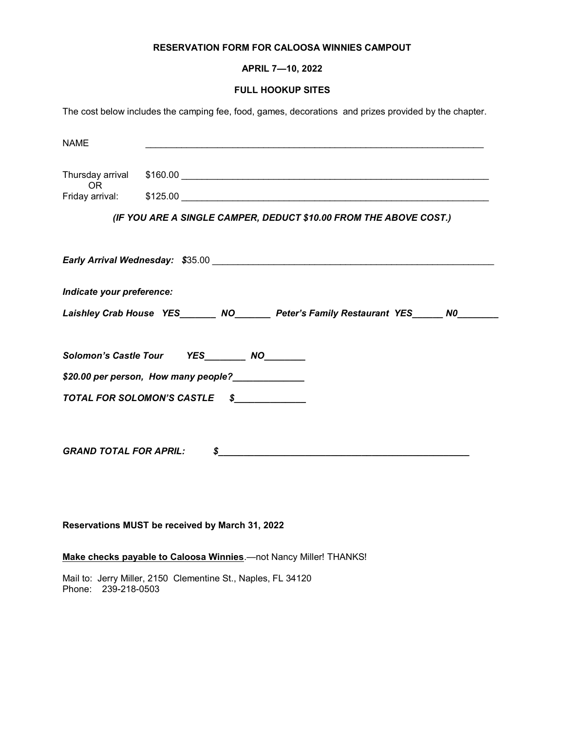**RESERVATION FORM FOR CALOOSA WINNIES CAMPOUT**

**APRIL 7—10, 2022**

**FULL HOOKUP SITES**

The cost below includes the camping fee, food, games, decorations and prizes provided by the chapter.

NAME ______________________________________________________________

Thursday arrival $160.00 ______________________________________________________________
OR
Friday arrival: $125.00 ______________________________________________________________

***(IF YOU ARE A SINGLE CAMPER, DEDUCT $10.00 FROM THE ABOVE COST.)***

***Early Arrival Wednesday:*** ***$***35.00 ______________________________________________________________

***Indicate your preference:***

***Laishley Crab House YES_______ NO_______ Peter's Family Restaurant YES______ N0________***

***Solomon's Castle Tour YES________ NO________***

***$20.00 per person, How many people?_____________***

***TOTAL FOR SOLOMON'S CASTLE $_____________***

***GRAND TOTAL FOR APRIL: $__________________________________________________***

**Reservations MUST be received by March 31, 2022**

**Make checks payable to Caloosa Winnies**.—not Nancy Miller! THANKS!

Mail to: Jerry Miller, 2150 Clementine St., Naples, FL 34120
Phone: 239-218-0503